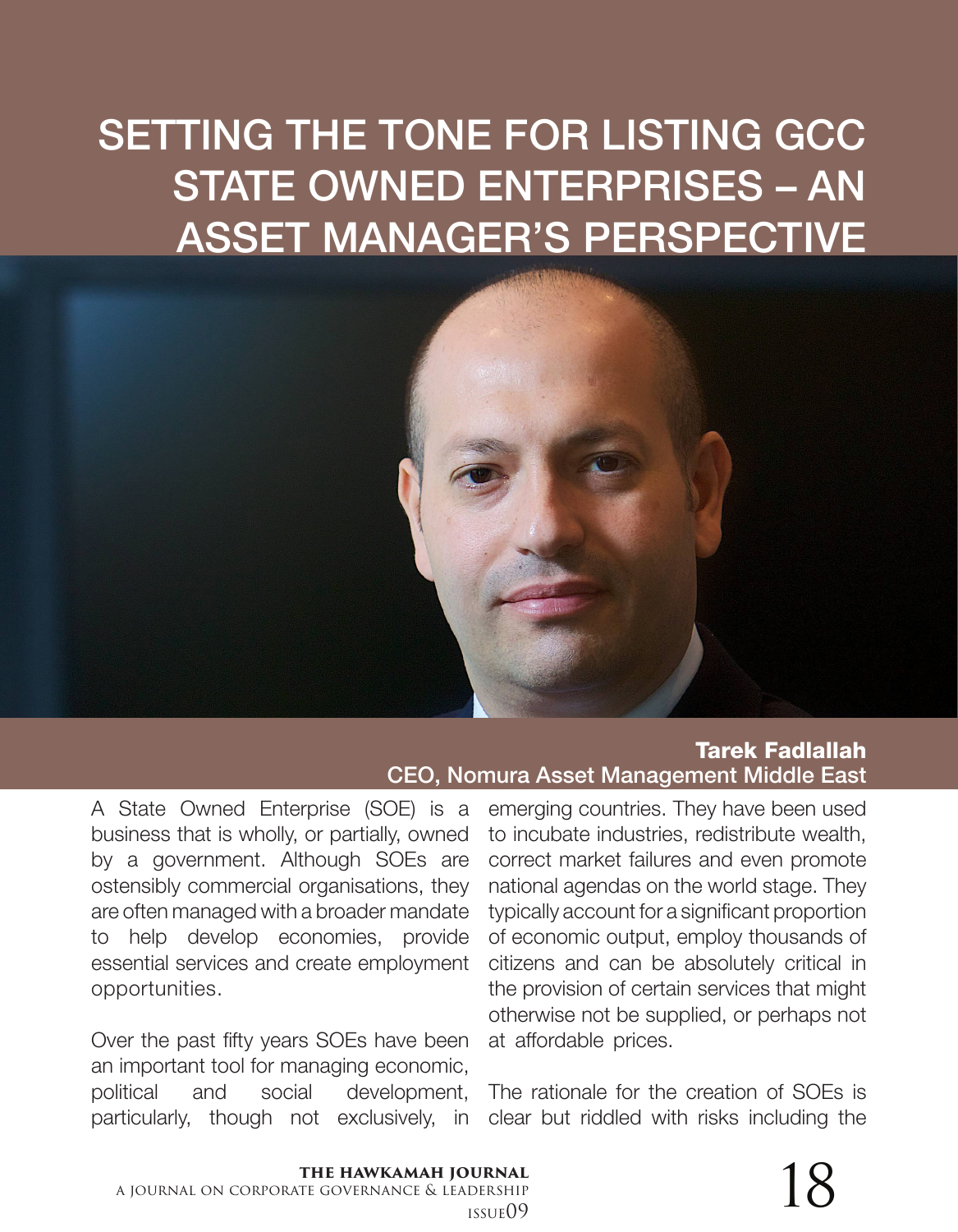# SETTING THE TONE FOR LISTING GCC STATE OWNED ENTERPRISES – AN ASSET MANAGER'S PERSPECTIVE

**Tarek Fadlallah**
CEO, Nomura Asset Management Middle East

A State Owned Enterprise (SOE) is a business that is wholly, or partially, owned by a government. Although SOEs are ostensibly commercial organisations, they are often managed with a broader mandate to help develop economies, provide essential services and create employment opportunities.

Over the past fifty years SOEs have been an important tool for managing economic, political and social development, particularly, though not exclusively, in emerging countries. They have been used to incubate industries, redistribute wealth, correct market failures and even promote national agendas on the world stage. They typically account for a significant proportion of economic output, employ thousands of citizens and can be absolutely critical in the provision of certain services that might otherwise not be supplied, or perhaps not at affordable prices.

The rationale for the creation of SOEs is clear but riddled with risks including the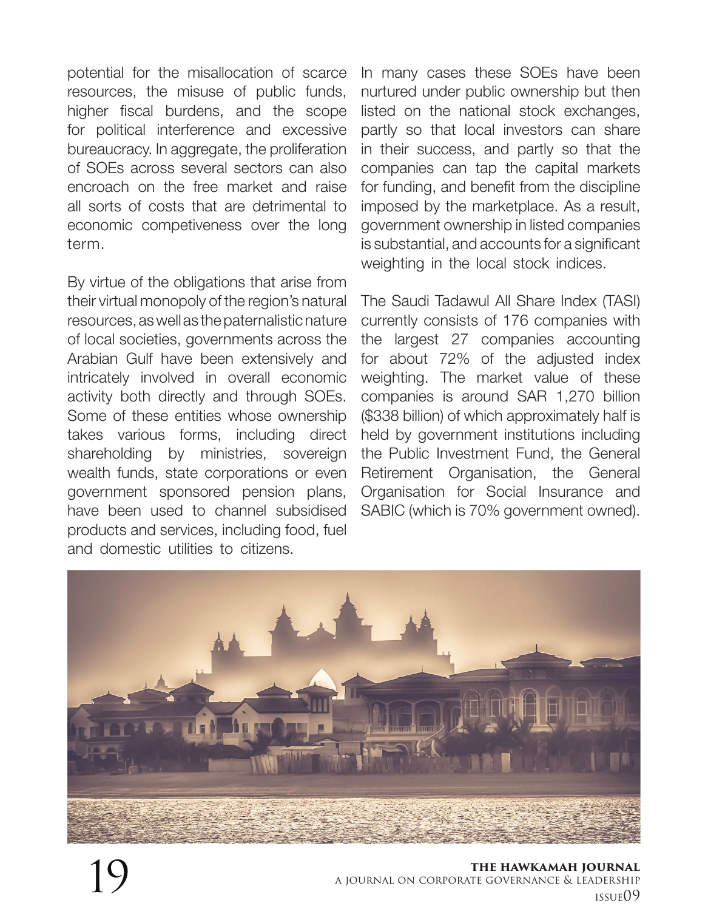potential for the misallocation of scarce resources, the misuse of public funds, higher fiscal burdens, and the scope for political interference and excessive bureaucracy. In aggregate, the proliferation of SOEs across several sectors can also encroach on the free market and raise all sorts of costs that are detrimental to economic competiveness over the long term.

By virtue of the obligations that arise from their virtual monopoly of the region's natural resources, as well as the paternalistic nature of local societies, governments across the Arabian Gulf have been extensively and intricately involved in overall economic activity both directly and through SOEs. Some of these entities whose ownership takes various forms, including direct shareholding by ministries, sovereign wealth funds, state corporations or even government sponsored pension plans, have been used to channel subsidised products and services, including food, fuel and domestic utilities to citizens.

In many cases these SOEs have been nurtured under public ownership but then listed on the national stock exchanges, partly so that local investors can share in their success, and partly so that the companies can tap the capital markets for funding, and benefit from the discipline imposed by the marketplace. As a result, government ownership in listed companies is substantial, and accounts for a significant weighting in the local stock indices.

The Saudi Tadawul All Share Index (TASI) currently consists of 176 companies with the largest 27 companies accounting for about 72% of the adjusted index weighting. The market value of these companies is around SAR 1,270 billion ($338 billion) of which approximately half is held by government institutions including the Public Investment Fund, the General Retirement Organisation, the General Organisation for Social Insurance and SABIC (which is 70% government owned).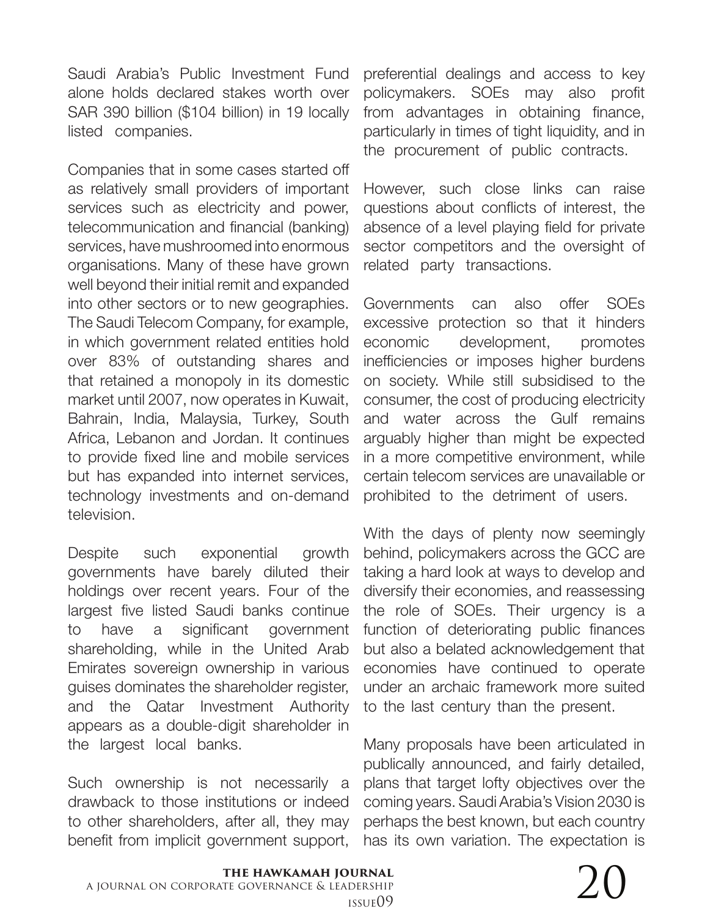Saudi Arabia's Public Investment Fund alone holds declared stakes worth over SAR 390 billion ($104 billion) in 19 locally listed companies.

Companies that in some cases started off as relatively small providers of important services such as electricity and power, telecommunication and financial (banking) services, have mushroomed into enormous organisations. Many of these have grown well beyond their initial remit and expanded into other sectors or to new geographies. The Saudi Telecom Company, for example, in which government related entities hold over 83% of outstanding shares and that retained a monopoly in its domestic market until 2007, now operates in Kuwait, Bahrain, India, Malaysia, Turkey, South Africa, Lebanon and Jordan. It continues to provide fixed line and mobile services but has expanded into internet services, technology investments and on-demand television.

Despite such exponential growth governments have barely diluted their holdings over recent years. Four of the largest five listed Saudi banks continue to have a significant government shareholding, while in the United Arab Emirates sovereign ownership in various guises dominates the shareholder register, and the Qatar Investment Authority appears as a double-digit shareholder in the largest local banks.

Such ownership is not necessarily a drawback to those institutions or indeed to other shareholders, after all, they may benefit from implicit government support, preferential dealings and access to key policymakers. SOEs may also profit from advantages in obtaining finance, particularly in times of tight liquidity, and in the procurement of public contracts.

However, such close links can raise questions about conflicts of interest, the absence of a level playing field for private sector competitors and the oversight of related party transactions.

Governments can also offer SOEs excessive protection so that it hinders economic development, promotes inefficiencies or imposes higher burdens on society. While still subsidised to the consumer, the cost of producing electricity and water across the Gulf remains arguably higher than might be expected in a more competitive environment, while certain telecom services are unavailable or prohibited to the detriment of users.

With the days of plenty now seemingly behind, policymakers across the GCC are taking a hard look at ways to develop and diversify their economies, and reassessing the role of SOEs. Their urgency is a function of deteriorating public finances but also a belated acknowledgement that economies have continued to operate under an archaic framework more suited to the last century than the present.

Many proposals have been articulated in publically announced, and fairly detailed, plans that target lofty objectives over the coming years. Saudi Arabia's Vision 2030 is perhaps the best known, but each country has its own variation. The expectation is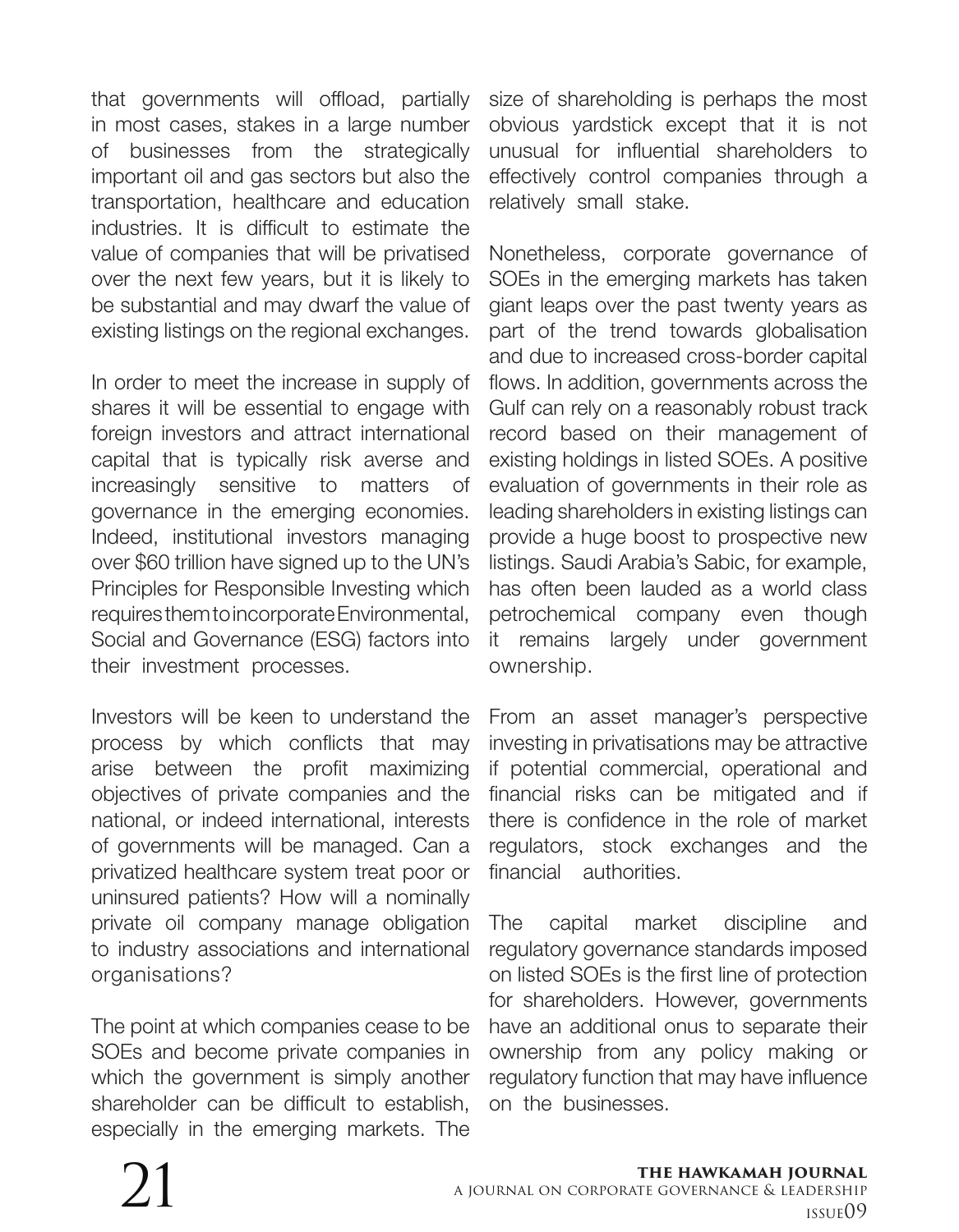that governments will offload, partially in most cases, stakes in a large number of businesses from the strategically important oil and gas sectors but also the transportation, healthcare and education industries. It is difficult to estimate the value of companies that will be privatised over the next few years, but it is likely to be substantial and may dwarf the value of existing listings on the regional exchanges.

In order to meet the increase in supply of shares it will be essential to engage with foreign investors and attract international capital that is typically risk averse and increasingly sensitive to matters of governance in the emerging economies. Indeed, institutional investors managing over $60 trillion have signed up to the UN's Principles for Responsible Investing which requires them to incorporate Environmental, Social and Governance (ESG) factors into their investment processes.

Investors will be keen to understand the process by which conflicts that may arise between the profit maximizing objectives of private companies and the national, or indeed international, interests of governments will be managed. Can a privatized healthcare system treat poor or uninsured patients? How will a nominally private oil company manage obligation to industry associations and international organisations?

The point at which companies cease to be SOEs and become private companies in which the government is simply another shareholder can be difficult to establish, especially in the emerging markets. The size of shareholding is perhaps the most obvious yardstick except that it is not unusual for influential shareholders to effectively control companies through a relatively small stake.

Nonetheless, corporate governance of SOEs in the emerging markets has taken giant leaps over the past twenty years as part of the trend towards globalisation and due to increased cross-border capital flows. In addition, governments across the Gulf can rely on a reasonably robust track record based on their management of existing holdings in listed SOEs. A positive evaluation of governments in their role as leading shareholders in existing listings can provide a huge boost to prospective new listings. Saudi Arabia's Sabic, for example, has often been lauded as a world class petrochemical company even though it remains largely under government ownership.

From an asset manager's perspective investing in privatisations may be attractive if potential commercial, operational and financial risks can be mitigated and if there is confidence in the role of market regulators, stock exchanges and the financial authorities.

The capital market discipline and regulatory governance standards imposed on listed SOEs is the first line of protection for shareholders. However, governments have an additional onus to separate their ownership from any policy making or regulatory function that may have influence on the businesses.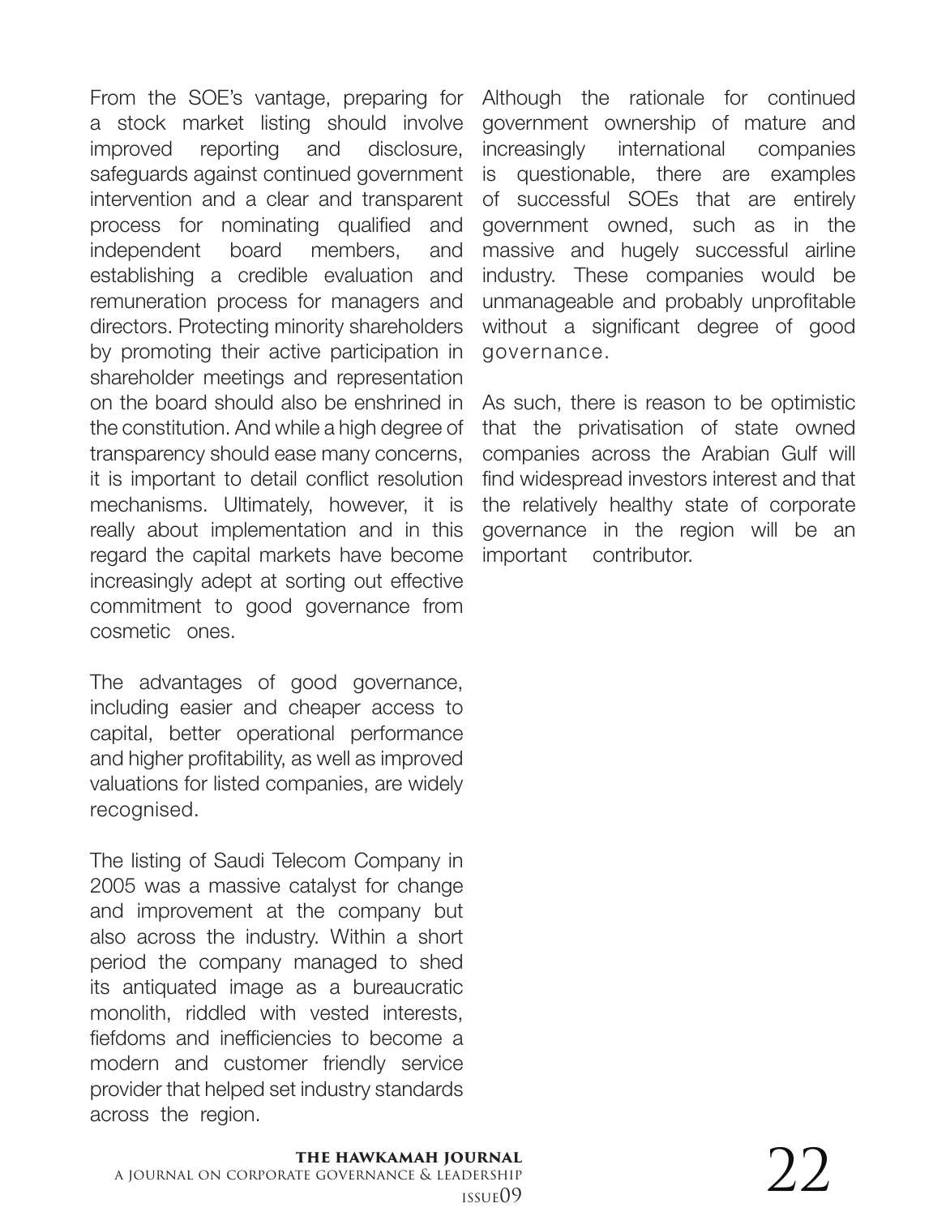From the SOE's vantage, preparing for a stock market listing should involve improved reporting and disclosure, safeguards against continued government intervention and a clear and transparent process for nominating qualified and independent board members, and establishing a credible evaluation and remuneration process for managers and directors. Protecting minority shareholders by promoting their active participation in shareholder meetings and representation on the board should also be enshrined in the constitution. And while a high degree of transparency should ease many concerns, it is important to detail conflict resolution mechanisms. Ultimately, however, it is really about implementation and in this regard the capital markets have become increasingly adept at sorting out effective commitment to good governance from cosmetic ones.

The advantages of good governance, including easier and cheaper access to capital, better operational performance and higher profitability, as well as improved valuations for listed companies, are widely recognised.

The listing of Saudi Telecom Company in 2005 was a massive catalyst for change and improvement at the company but also across the industry. Within a short period the company managed to shed its antiquated image as a bureaucratic monolith, riddled with vested interests, fiefdoms and inefficiencies to become a modern and customer friendly service provider that helped set industry standards across the region.

Although the rationale for continued government ownership of mature and increasingly international companies is questionable, there are examples of successful SOEs that are entirely government owned, such as in the massive and hugely successful airline industry. These companies would be unmanageable and probably unprofitable without a significant degree of good governance.

As such, there is reason to be optimistic that the privatisation of state owned companies across the Arabian Gulf will find widespread investors interest and that the relatively healthy state of corporate governance in the region will be an important contributor.